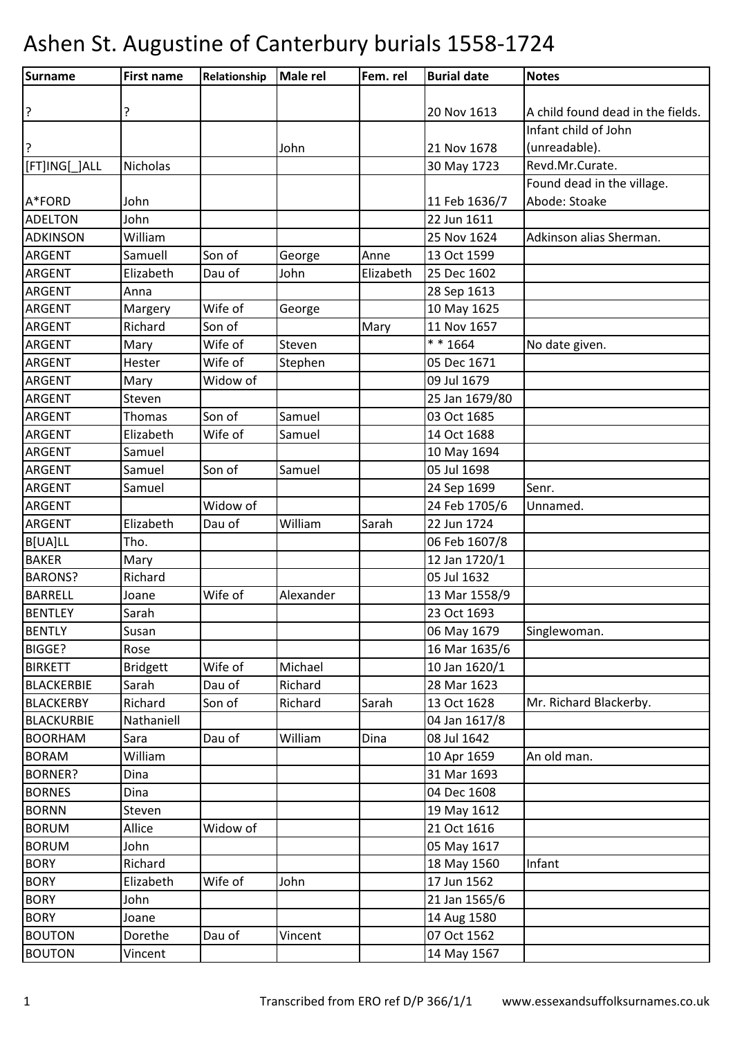# Ashen St. Augustine of Canterbury burials 1558-1724

| Surname | First name | Relationship | Male rel | Fem. rel | Burial date | Notes |
|---|---|---|---|---|---|---|
| ? | ? | | | | 20 Nov 1613 | A child found dead in the fields. |
| ? | | | John | | 21 Nov 1678 | Infant child of John (unreadable). |
| [FT]ING[_]ALL | Nicholas | | | | 30 May 1723 | Revd.Mr.Curate. |
| A*FORD | John | | | | 11 Feb 1636/7 | Found dead in the village. Abode: Stoake |
| ADELTON | John | | | | 22 Jun 1611 | |
| ADKINSON | William | | | | 25 Nov 1624 | Adkinson alias Sherman. |
| ARGENT | Samuell | Son of | George | Anne | 13 Oct 1599 | |
| ARGENT | Elizabeth | Dau of | John | Elizabeth | 25 Dec 1602 | |
| ARGENT | Anna | | | | 28 Sep 1613 | |
| ARGENT | Margery | Wife of | George | | 10 May 1625 | |
| ARGENT | Richard | Son of | | Mary | 11 Nov 1657 | |
| ARGENT | Mary | Wife of | Steven | | * * 1664 | No date given. |
| ARGENT | Hester | Wife of | Stephen | | 05 Dec 1671 | |
| ARGENT | Mary | Widow of | | | 09 Jul 1679 | |
| ARGENT | Steven | | | | 25 Jan 1679/80 | |
| ARGENT | Thomas | Son of | Samuel | | 03 Oct 1685 | |
| ARGENT | Elizabeth | Wife of | Samuel | | 14 Oct 1688 | |
| ARGENT | Samuel | | | | 10 May 1694 | |
| ARGENT | Samuel | Son of | Samuel | | 05 Jul 1698 | |
| ARGENT | Samuel | | | | 24 Sep 1699 | Senr. |
| ARGENT | | Widow of | | | 24 Feb 1705/6 | Unnamed. |
| ARGENT | Elizabeth | Dau of | William | Sarah | 22 Jun 1724 | |
| B[UA]LL | Tho. | | | | 06 Feb 1607/8 | |
| BAKER | Mary | | | | 12 Jan 1720/1 | |
| BARONS? | Richard | | | | 05 Jul 1632 | |
| BARRELL | Joane | Wife of | Alexander | | 13 Mar 1558/9 | |
| BENTLEY | Sarah | | | | 23 Oct 1693 | |
| BENTLY | Susan | | | | 06 May 1679 | Singlewoman. |
| BIGGE? | Rose | | | | 16 Mar 1635/6 | |
| BIRKETT | Bridgett | Wife of | Michael | | 10 Jan 1620/1 | |
| BLACKERBIE | Sarah | Dau of | Richard | | 28 Mar 1623 | |
| BLACKERBY | Richard | Son of | Richard | Sarah | 13 Oct 1628 | Mr. Richard Blackerby. |
| BLACKURBIE | Nathaniell | | | | 04 Jan 1617/8 | |
| BOORHAM | Sara | Dau of | William | Dina | 08 Jul 1642 | |
| BORAM | William | | | | 10 Apr 1659 | An old man. |
| BORNER? | Dina | | | | 31 Mar 1693 | |
| BORNES | Dina | | | | 04 Dec 1608 | |
| BORNN | Steven | | | | 19 May 1612 | |
| BORUM | Allice | Widow of | | | 21 Oct 1616 | |
| BORUM | John | | | | 05 May 1617 | |
| BORY | Richard | | | | 18 May 1560 | Infant |
| BORY | Elizabeth | Wife of | John | | 17 Jun 1562 | |
| BORY | John | | | | 21 Jan 1565/6 | |
| BORY | Joane | | | | 14 Aug 1580 | |
| BOUTON | Dorethe | Dau of | Vincent | | 07 Oct 1562 | |
| BOUTON | Vincent | | | | 14 May 1567 | |

Transcribed from ERO ref D/P 366/1/1 www.essexandsuffolksurnames.co.uk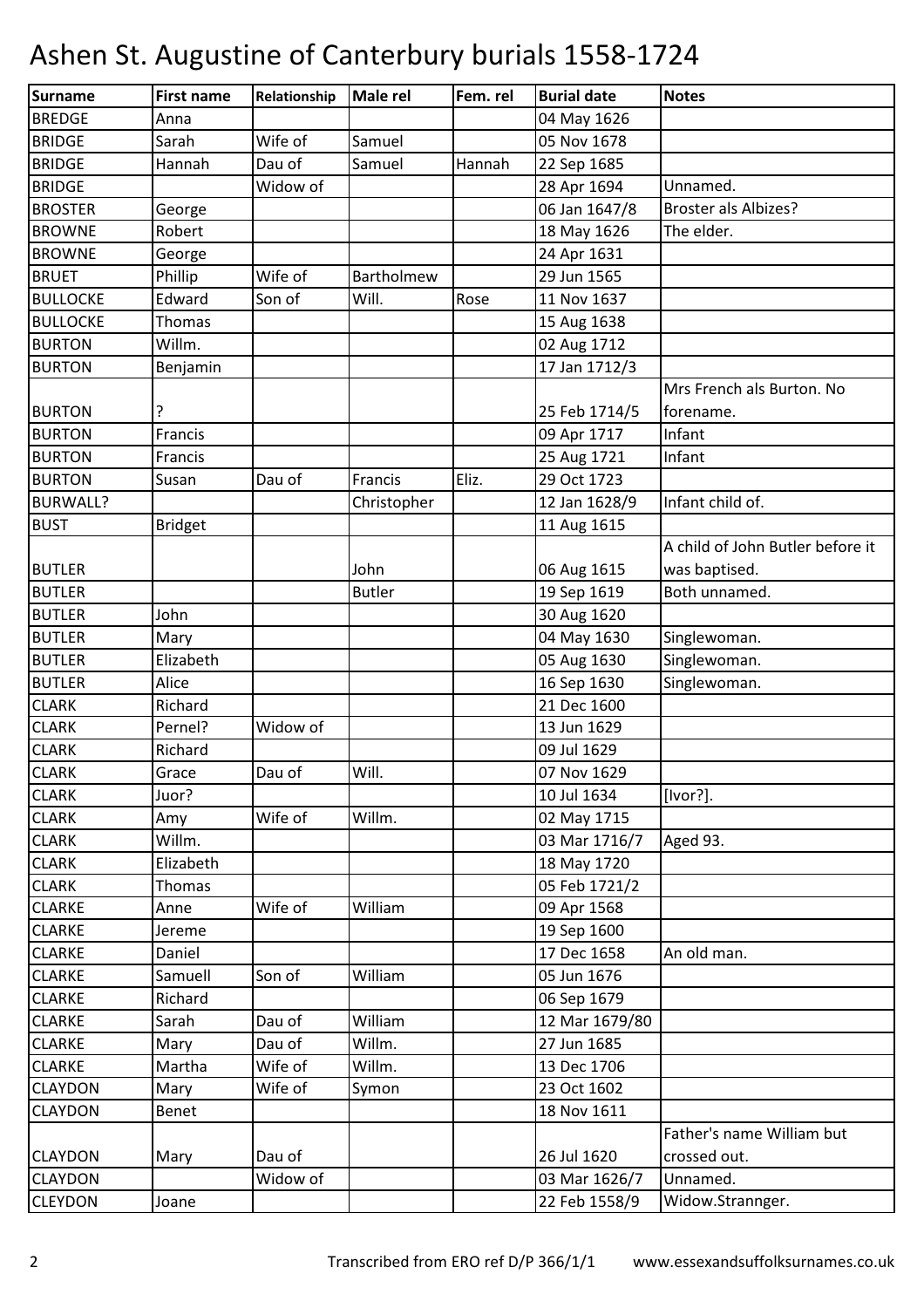# Ashen St. Augustine of Canterbury burials 1558-1724

| Surname | First name | Relationship | Male rel | Fem. rel | Burial date | Notes |
|---|---|---|---|---|---|---|
| BREDGE | Anna | | | | 04 May 1626 | |
| BRIDGE | Sarah | Wife of | Samuel | | 05 Nov 1678 | |
| BRIDGE | Hannah | Dau of | Samuel | Hannah | 22 Sep 1685 | |
| BRIDGE | | Widow of | | | 28 Apr 1694 | Unnamed. |
| BROSTER | George | | | | 06 Jan 1647/8 | Broster als Albizes? |
| BROWNE | Robert | | | | 18 May 1626 | The elder. |
| BROWNE | George | | | | 24 Apr 1631 | |
| BRUET | Phillip | Wife of | Bartholmew | | 29 Jun 1565 | |
| BULLOCKE | Edward | Son of | Will. | Rose | 11 Nov 1637 | |
| BULLOCKE | Thomas | | | | 15 Aug 1638 | |
| BURTON | Willm. | | | | 02 Aug 1712 | |
| BURTON | Benjamin | | | | 17 Jan 1712/3 | |
| BURTON | ? | | | | 25 Feb 1714/5 | Mrs French als Burton. No forename. |
| BURTON | Francis | | | | 09 Apr 1717 | Infant |
| BURTON | Francis | | | | 25 Aug 1721 | Infant |
| BURTON | Susan | Dau of | Francis | Eliz. | 29 Oct 1723 | |
| BURWALL? | | | Christopher | | 12 Jan 1628/9 | Infant child of. |
| BUST | Bridget | | | | 11 Aug 1615 | |
| BUTLER | | | John | | 06 Aug 1615 | A child of John Butler before it was baptised. |
| BUTLER | | | Butler | | 19 Sep 1619 | Both unnamed. |
| BUTLER | John | | | | 30 Aug 1620 | |
| BUTLER | Mary | | | | 04 May 1630 | Singlewoman. |
| BUTLER | Elizabeth | | | | 05 Aug 1630 | Singlewoman. |
| BUTLER | Alice | | | | 16 Sep 1630 | Singlewoman. |
| CLARK | Richard | | | | 21 Dec 1600 | |
| CLARK | Pernel? | Widow of | | | 13 Jun 1629 | |
| CLARK | Richard | | | | 09 Jul 1629 | |
| CLARK | Grace | Dau of | Will. | | 07 Nov 1629 | |
| CLARK | Juor? | | | | 10 Jul 1634 | [Ivor?]. |
| CLARK | Amy | Wife of | Willm. | | 02 May 1715 | |
| CLARK | Willm. | | | | 03 Mar 1716/7 | Aged 93. |
| CLARK | Elizabeth | | | | 18 May 1720 | |
| CLARK | Thomas | | | | 05 Feb 1721/2 | |
| CLARKE | Anne | Wife of | William | | 09 Apr 1568 | |
| CLARKE | Jereme | | | | 19 Sep 1600 | |
| CLARKE | Daniel | | | | 17 Dec 1658 | An old man. |
| CLARKE | Samuell | Son of | William | | 05 Jun 1676 | |
| CLARKE | Richard | | | | 06 Sep 1679 | |
| CLARKE | Sarah | Dau of | William | | 12 Mar 1679/80 | |
| CLARKE | Mary | Dau of | Willm. | | 27 Jun 1685 | |
| CLARKE | Martha | Wife of | Willm. | | 13 Dec 1706 | |
| CLAYDON | Mary | Wife of | Symon | | 23 Oct 1602 | |
| CLAYDON | Benet | | | | 18 Nov 1611 | |
| CLAYDON | Mary | Dau of | | | 26 Jul 1620 | Father's name William but crossed out. |
| CLAYDON | | Widow of | | | 03 Mar 1626/7 | Unnamed. |
| CLEYDON | Joane | | | | 22 Feb 1558/9 | Widow.Strannger. |

Transcribed from ERO ref D/P 366/1/1 www.essexandsuffolksurnames.co.uk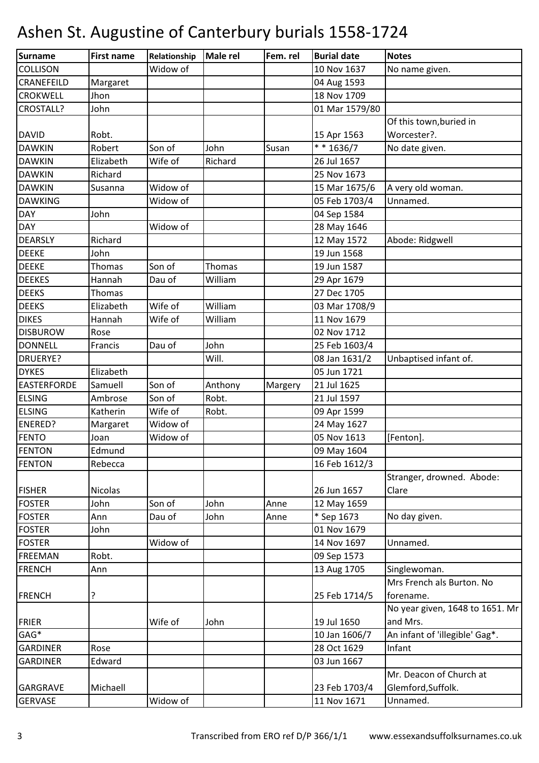# Ashen St. Augustine of Canterbury burials 1558-1724

| Surname | First name | Relationship | Male rel | Fem. rel | Burial date | Notes |
|---|---|---|---|---|---|---|
| COLLISON | | Widow of | | | 10 Nov 1637 | No name given. |
| CRANEFEILD | Margaret | | | | 04 Aug 1593 | |
| CROKWELL | Jhon | | | | 18 Nov 1709 | |
| CROSTALL? | John | | | | 01 Mar 1579/80 | |
| DAVID | Robt. | | | | 15 Apr 1563 | Of this town,buried in Worcester?. |
| DAWKIN | Robert | Son of | John | Susan | * * 1636/7 | No date given. |
| DAWKIN | Elizabeth | Wife of | Richard | | 26 Jul 1657 | |
| DAWKIN | Richard | | | | 25 Nov 1673 | |
| DAWKIN | Susanna | Widow of | | | 15 Mar 1675/6 | A very old woman. |
| DAWKING | | Widow of | | | 05 Feb 1703/4 | Unnamed. |
| DAY | John | | | | 04 Sep 1584 | |
| DAY | | Widow of | | | 28 May 1646 | |
| DEARSLY | Richard | | | | 12 May 1572 | Abode: Ridgwell |
| DEEKE | John | | | | 19 Jun 1568 | |
| DEEKE | Thomas | Son of | Thomas | | 19 Jun 1587 | |
| DEEKES | Hannah | Dau of | William | | 29 Apr 1679 | |
| DEEKS | Thomas | | | | 27 Dec 1705 | |
| DEEKS | Elizabeth | Wife of | William | | 03 Mar 1708/9 | |
| DIKES | Hannah | Wife of | William | | 11 Nov 1679 | |
| DISBUROW | Rose | | | | 02 Nov 1712 | |
| DONNELL | Francis | Dau of | John | | 25 Feb 1603/4 | |
| DRUERYE? | | | Will. | | 08 Jan 1631/2 | Unbaptised infant of. |
| DYKES | Elizabeth | | | | 05 Jun 1721 | |
| EASTERFORDE | Samuell | Son of | Anthony | Margery | 21 Jul 1625 | |
| ELSING | Ambrose | Son of | Robt. | | 21 Jul 1597 | |
| ELSING | Katherin | Wife of | Robt. | | 09 Apr 1599 | |
| ENERED? | Margaret | Widow of | | | 24 May 1627 | |
| FENTO | Joan | Widow of | | | 05 Nov 1613 | [Fenton]. |
| FENTON | Edmund | | | | 09 May 1604 | |
| FENTON | Rebecca | | | | 16 Feb 1612/3 | |
| FISHER | Nicolas | | | | 26 Jun 1657 | Stranger, drowned. Abode: Clare |
| FOSTER | John | Son of | John | Anne | 12 May 1659 | |
| FOSTER | Ann | Dau of | John | Anne | * Sep 1673 | No day given. |
| FOSTER | John | | | | 01 Nov 1679 | |
| FOSTER | | Widow of | | | 14 Nov 1697 | Unnamed. |
| FREEMAN | Robt. | | | | 09 Sep 1573 | |
| FRENCH | Ann | | | | 13 Aug 1705 | Singlewoman. |
| FRENCH | ? | | | | 25 Feb 1714/5 | Mrs French als Burton. No forename. |
| FRIER | | Wife of | John | | 19 Jul 1650 | No year given, 1648 to 1651. Mr and Mrs. |
| GAG* | | | | | 10 Jan 1606/7 | An infant of 'illegible' Gag*. |
| GARDINER | Rose | | | | 28 Oct 1629 | Infant |
| GARDINER | Edward | | | | 03 Jun 1667 | |
| GARGRAVE | Michaell | | | | 23 Feb 1703/4 | Mr. Deacon of Church at Glemford,Suffolk. |
| GERVASE | | Widow of | | | 11 Nov 1671 | Unnamed. |

Transcribed from ERO ref D/P 366/1/1 www.essexandsuffolksurnames.co.uk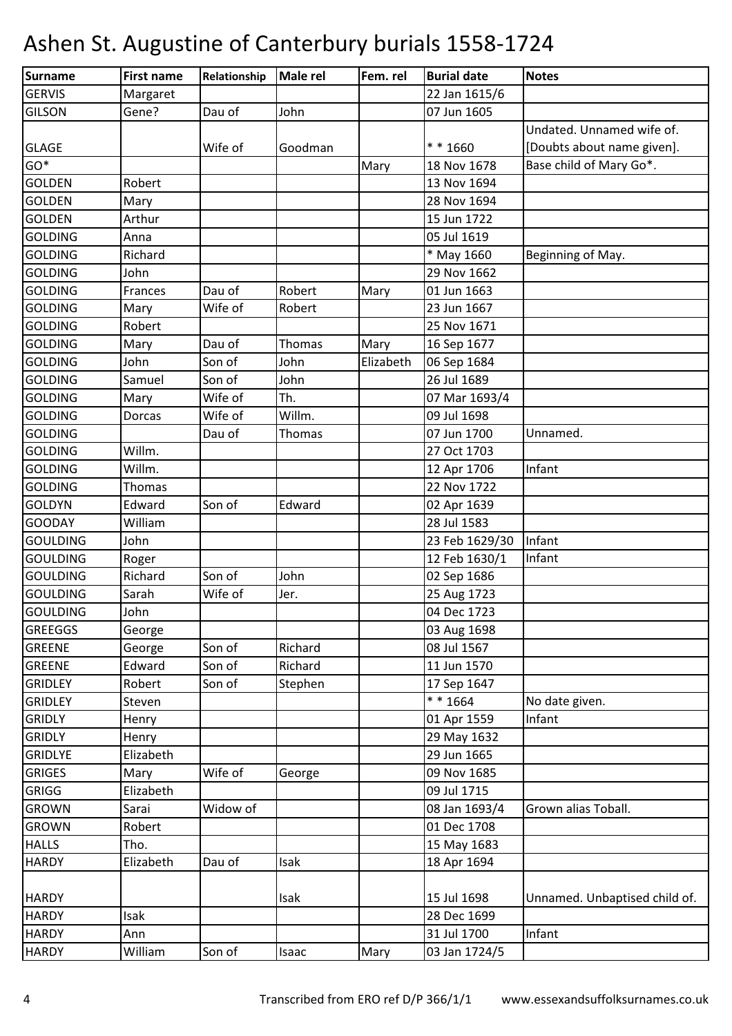# Ashen St. Augustine of Canterbury burials 1558-1724

| Surname | First name | Relationship | Male rel | Fem. rel | Burial date | Notes |
|---|---|---|---|---|---|---|
| GERVIS | Margaret | | | | 22 Jan 1615/6 | |
| GILSON | Gene? | Dau of | John | | 07 Jun 1605 | |
| GLAGE | | Wife of | Goodman | | * * 1660 | Undated. Unnamed wife of. [Doubts about name given]. |
| GO* | | | | Mary | 18 Nov 1678 | Base child of Mary Go*. |
| GOLDEN | Robert | | | | 13 Nov 1694 | |
| GOLDEN | Mary | | | | 28 Nov 1694 | |
| GOLDEN | Arthur | | | | 15 Jun 1722 | |
| GOLDING | Anna | | | | 05 Jul 1619 | |
| GOLDING | Richard | | | | * May 1660 | Beginning of May. |
| GOLDING | John | | | | 29 Nov 1662 | |
| GOLDING | Frances | Dau of | Robert | Mary | 01 Jun 1663 | |
| GOLDING | Mary | Wife of | Robert | | 23 Jun 1667 | |
| GOLDING | Robert | | | | 25 Nov 1671 | |
| GOLDING | Mary | Dau of | Thomas | Mary | 16 Sep 1677 | |
| GOLDING | John | Son of | John | Elizabeth | 06 Sep 1684 | |
| GOLDING | Samuel | Son of | John | | 26 Jul 1689 | |
| GOLDING | Mary | Wife of | Th. | | 07 Mar 1693/4 | |
| GOLDING | Dorcas | Wife of | Willm. | | 09 Jul 1698 | |
| GOLDING | | Dau of | Thomas | | 07 Jun 1700 | Unnamed. |
| GOLDING | Willm. | | | | 27 Oct 1703 | |
| GOLDING | Willm. | | | | 12 Apr 1706 | Infant |
| GOLDING | Thomas | | | | 22 Nov 1722 | |
| GOLDYN | Edward | Son of | Edward | | 02 Apr 1639 | |
| GOODAY | William | | | | 28 Jul 1583 | |
| GOULDING | John | | | | 23 Feb 1629/30 | Infant |
| GOULDING | Roger | | | | 12 Feb 1630/1 | Infant |
| GOULDING | Richard | Son of | John | | 02 Sep 1686 | |
| GOULDING | Sarah | Wife of | Jer. | | 25 Aug 1723 | |
| GOULDING | John | | | | 04 Dec 1723 | |
| GREEGGS | George | | | | 03 Aug 1698 | |
| GREENE | George | Son of | Richard | | 08 Jul 1567 | |
| GREENE | Edward | Son of | Richard | | 11 Jun 1570 | |
| GRIDLEY | Robert | Son of | Stephen | | 17 Sep 1647 | |
| GRIDLEY | Steven | | | | * * 1664 | No date given. |
| GRIDLY | Henry | | | | 01 Apr 1559 | Infant |
| GRIDLY | Henry | | | | 29 May 1632 | |
| GRIDLYE | Elizabeth | | | | 29 Jun 1665 | |
| GRIGES | Mary | Wife of | George | | 09 Nov 1685 | |
| GRIGG | Elizabeth | | | | 09 Jul 1715 | |
| GROWN | Sarai | Widow of | | | 08 Jan 1693/4 | Grown alias Toball. |
| GROWN | Robert | | | | 01 Dec 1708 | |
| HALLS | Tho. | | | | 15 May 1683 | |
| HARDY | Elizabeth | Dau of | Isak | | 18 Apr 1694 | |
| HARDY | | | Isak | | 15 Jul 1698 | Unnamed. Unbaptised child of. |
| HARDY | Isak | | | | 28 Dec 1699 | |
| HARDY | Ann | | | | 31 Jul 1700 | Infant |
| HARDY | William | Son of | Isaac | Mary | 03 Jan 1724/5 | |

Transcribed from ERO ref D/P 366/1/1 www.essexandsuffolksurnames.co.uk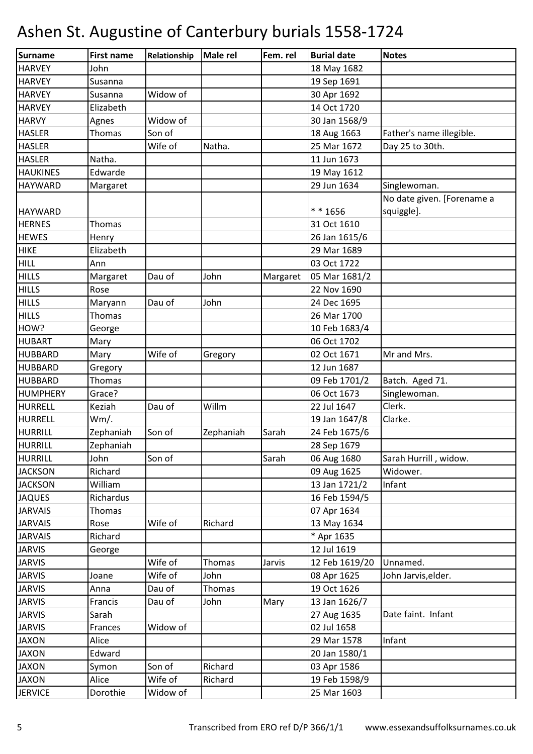# Ashen St. Augustine of Canterbury burials 1558-1724

| Surname | First name | Relationship | Male rel | Fem. rel | Burial date | Notes |
|---|---|---|---|---|---|---|
| HARVEY | John | | | | 18 May 1682 | |
| HARVEY | Susanna | | | | 19 Sep 1691 | |
| HARVEY | Susanna | Widow of | | | 30 Apr 1692 | |
| HARVEY | Elizabeth | | | | 14 Oct 1720 | |
| HARVY | Agnes | Widow of | | | 30 Jan 1568/9 | |
| HASLER | Thomas | Son of | | | 18 Aug 1663 | Father's name illegible. |
| HASLER | | Wife of | Natha. | | 25 Mar 1672 | Day 25 to 30th. |
| HASLER | Natha. | | | | 11 Jun 1673 | |
| HAUKINES | Edwarde | | | | 19 May 1612 | |
| HAYWARD | Margaret | | | | 29 Jun 1634 | Singlewoman. |
| HAYWARD | | | | | * * 1656 | No date given. [Forename a squiggle]. |
| HERNES | Thomas | | | | 31 Oct 1610 | |
| HEWES | Henry | | | | 26 Jan 1615/6 | |
| HIKE | Elizabeth | | | | 29 Mar 1689 | |
| HILL | Ann | | | | 03 Oct 1722 | |
| HILLS | Margaret | Dau of | John | Margaret | 05 Mar 1681/2 | |
| HILLS | Rose | | | | 22 Nov 1690 | |
| HILLS | Maryann | Dau of | John | | 24 Dec 1695 | |
| HILLS | Thomas | | | | 26 Mar 1700 | |
| HOW? | George | | | | 10 Feb 1683/4 | |
| HUBART | Mary | | | | 06 Oct 1702 | |
| HUBBARD | Mary | Wife of | Gregory | | 02 Oct 1671 | Mr and Mrs. |
| HUBBARD | Gregory | | | | 12 Jun 1687 | |
| HUBBARD | Thomas | | | | 09 Feb 1701/2 | Batch. Aged 71. |
| HUMPHERY | Grace? | | | | 06 Oct 1673 | Singlewoman. |
| HURRELL | Keziah | Dau of | Willm | | 22 Jul 1647 | Clerk. |
| HURRELL | Wm/. | | | | 19 Jan 1647/8 | Clarke. |
| HURRILL | Zephaniah | Son of | Zephaniah | Sarah | 24 Feb 1675/6 | |
| HURRILL | Zephaniah | | | | 28 Sep 1679 | |
| HURRILL | John | Son of | | Sarah | 06 Aug 1680 | Sarah Hurrill , widow. |
| JACKSON | Richard | | | | 09 Aug 1625 | Widower. |
| JACKSON | William | | | | 13 Jan 1721/2 | Infant |
| JAQUES | Richardus | | | | 16 Feb 1594/5 | |
| JARVAIS | Thomas | | | | 07 Apr 1634 | |
| JARVAIS | Rose | Wife of | Richard | | 13 May 1634 | |
| JARVAIS | Richard | | | | * Apr 1635 | |
| JARVIS | George | | | | 12 Jul 1619 | |
| JARVIS | | Wife of | Thomas | Jarvis | 12 Feb 1619/20 | Unnamed. |
| JARVIS | Joane | Wife of | John | | 08 Apr 1625 | John Jarvis,elder. |
| JARVIS | Anna | Dau of | Thomas | | 19 Oct 1626 | |
| JARVIS | Francis | Dau of | John | Mary | 13 Jan 1626/7 | |
| JARVIS | Sarah | | | | 27 Aug 1635 | Date faint. Infant |
| JARVIS | Frances | Widow of | | | 02 Jul 1658 | |
| JAXON | Alice | | | | 29 Mar 1578 | Infant |
| JAXON | Edward | | | | 20 Jan 1580/1 | |
| JAXON | Symon | Son of | Richard | | 03 Apr 1586 | |
| JAXON | Alice | Wife of | Richard | | 19 Feb 1598/9 | |
| JERVICE | Dorothie | Widow of | | | 25 Mar 1603 | |

Transcribed from ERO ref D/P 366/1/1 www.essexandsuffolksurnames.co.uk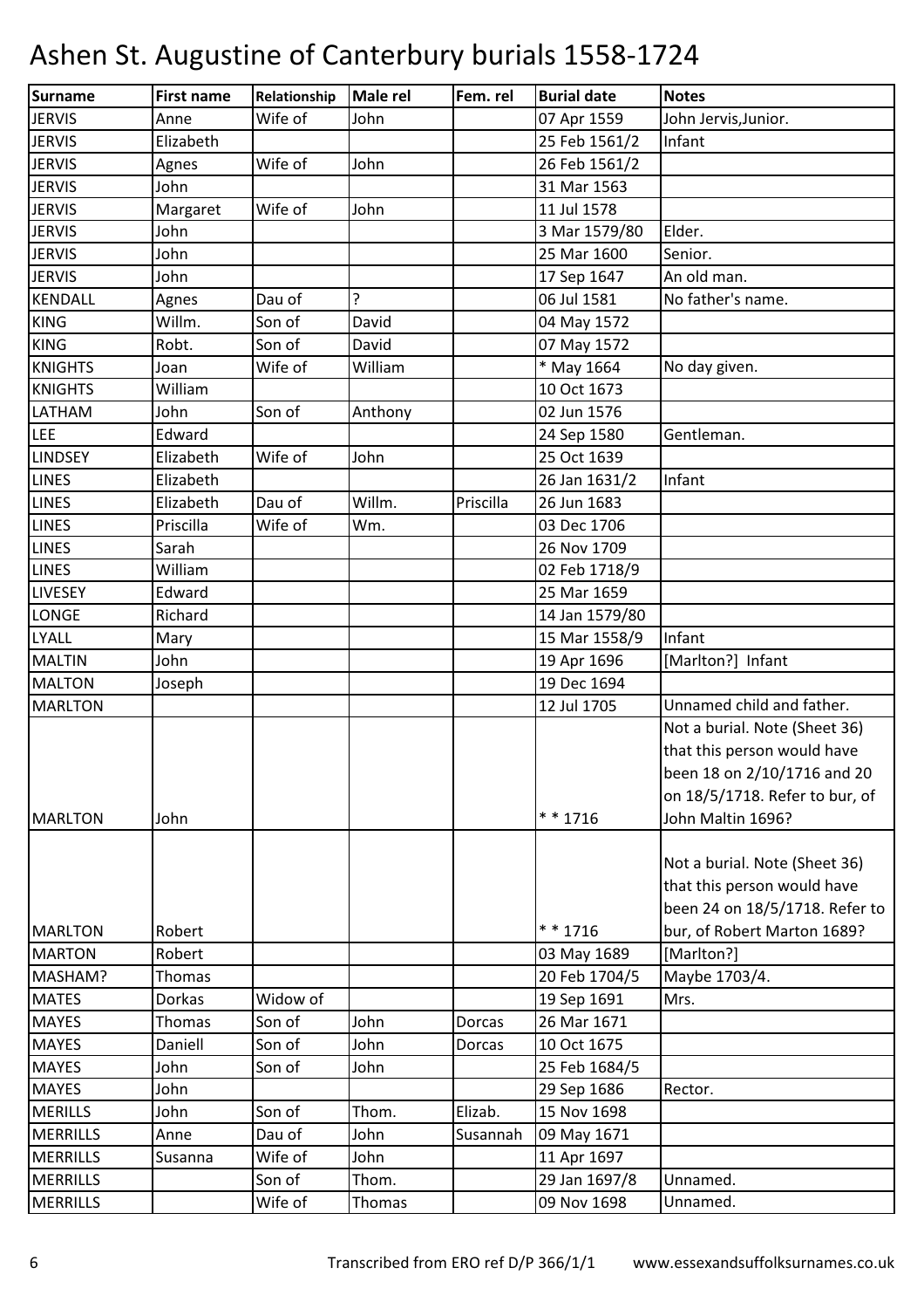# Ashen St. Augustine of Canterbury burials 1558-1724

| Surname | First name | Relationship | Male rel | Fem. rel | Burial date | Notes |
|---|---|---|---|---|---|---|
| JERVIS | Anne | Wife of | John | | 07 Apr 1559 | John Jervis,Junior. |
| JERVIS | Elizabeth | | | | 25 Feb 1561/2 | Infant |
| JERVIS | Agnes | Wife of | John | | 26 Feb 1561/2 | |
| JERVIS | John | | | | 31 Mar 1563 | |
| JERVIS | Margaret | Wife of | John | | 11 Jul 1578 | |
| JERVIS | John | | | | 3 Mar 1579/80 | Elder. |
| JERVIS | John | | | | 25 Mar 1600 | Senior. |
| JERVIS | John | | | | 17 Sep 1647 | An old man. |
| KENDALL | Agnes | Dau of | ? | | 06 Jul 1581 | No father's name. |
| KING | Willm. | Son of | David | | 04 May 1572 | |
| KING | Robt. | Son of | David | | 07 May 1572 | |
| KNIGHTS | Joan | Wife of | William | | * May 1664 | No day given. |
| KNIGHTS | William | | | | 10 Oct 1673 | |
| LATHAM | John | Son of | Anthony | | 02 Jun 1576 | |
| LEE | Edward | | | | 24 Sep 1580 | Gentleman. |
| LINDSEY | Elizabeth | Wife of | John | | 25 Oct 1639 | |
| LINES | Elizabeth | | | | 26 Jan 1631/2 | Infant |
| LINES | Elizabeth | Dau of | Willm. | Priscilla | 26 Jun 1683 | |
| LINES | Priscilla | Wife of | Wm. | | 03 Dec 1706 | |
| LINES | Sarah | | | | 26 Nov 1709 | |
| LINES | William | | | | 02 Feb 1718/9 | |
| LIVESEY | Edward | | | | 25 Mar 1659 | |
| LONGE | Richard | | | | 14 Jan 1579/80 | |
| LYALL | Mary | | | | 15 Mar 1558/9 | Infant |
| MALTIN | John | | | | 19 Apr 1696 | [Marlton?] Infant |
| MALTON | Joseph | | | | 19 Dec 1694 | |
| MARLTON | | | | | 12 Jul 1705 | Unnamed child and father. |
| MARLTON | John | | | | * * 1716 | Not a burial. Note (Sheet 36) that this person would have been 18 on 2/10/1716 and 20 on 18/5/1718. Refer to bur, of John Maltin 1696? |
| MARLTON | Robert | | | | * * 1716 | Not a burial. Note (Sheet 36) that this person would have been 24 on 18/5/1718. Refer to bur, of Robert Marton 1689? |
| MARTON | Robert | | | | 03 May 1689 | [Marlton?] |
| MASHAM? | Thomas | | | | 20 Feb 1704/5 | Maybe 1703/4. |
| MATES | Dorkas | Widow of | | | 19 Sep 1691 | Mrs. |
| MAYES | Thomas | Son of | John | Dorcas | 26 Mar 1671 | |
| MAYES | Daniell | Son of | John | Dorcas | 10 Oct 1675 | |
| MAYES | John | Son of | John | | 25 Feb 1684/5 | |
| MAYES | John | | | | 29 Sep 1686 | Rector. |
| MERILLS | John | Son of | Thom. | Elizab. | 15 Nov 1698 | |
| MERRILLS | Anne | Dau of | John | Susannah | 09 May 1671 | |
| MERRILLS | Susanna | Wife of | John | | 11 Apr 1697 | |
| MERRILLS | | Son of | Thom. | | 29 Jan 1697/8 | Unnamed. |
| MERRILLS | | Wife of | Thomas | | 09 Nov 1698 | Unnamed. |

Transcribed from ERO ref D/P 366/1/1 www.essexandsuffolksurnames.co.uk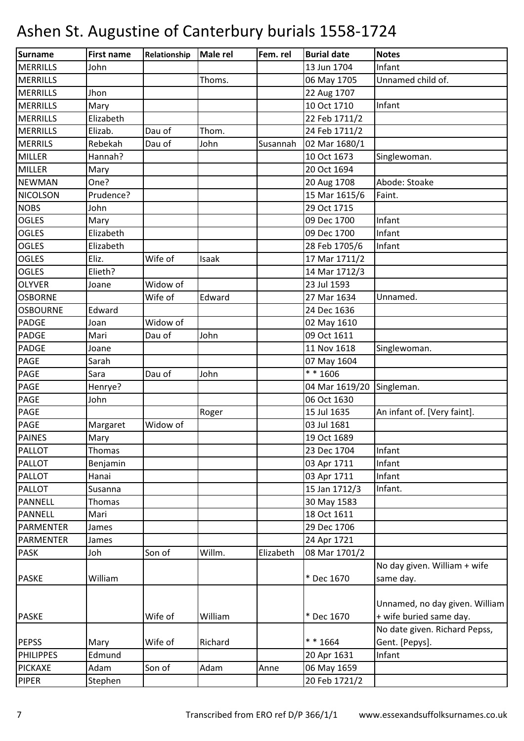# Ashen St. Augustine of Canterbury burials 1558-1724

| Surname | First name | Relationship | Male rel | Fem. rel | Burial date | Notes |
|---|---|---|---|---|---|---|
| MERRILLS | John | | | | 13 Jun 1704 | Infant |
| MERRILLS | | | Thoms. | | 06 May 1705 | Unnamed child of. |
| MERRILLS | Jhon | | | | 22 Aug 1707 | |
| MERRILLS | Mary | | | | 10 Oct 1710 | Infant |
| MERRILLS | Elizabeth | | | | 22 Feb 1711/2 | |
| MERRILLS | Elizab. | Dau of | Thom. | | 24 Feb 1711/2 | |
| MERRILS | Rebekah | Dau of | John | Susannah | 02 Mar 1680/1 | |
| MILLER | Hannah? | | | | 10 Oct 1673 | Singlewoman. |
| MILLER | Mary | | | | 20 Oct 1694 | |
| NEWMAN | One? | | | | 20 Aug 1708 | Abode: Stoake |
| NICOLSON | Prudence? | | | | 15 Mar 1615/6 | Faint. |
| NOBS | John | | | | 29 Oct 1715 | |
| OGLES | Mary | | | | 09 Dec 1700 | Infant |
| OGLES | Elizabeth | | | | 09 Dec 1700 | Infant |
| OGLES | Elizabeth | | | | 28 Feb 1705/6 | Infant |
| OGLES | Eliz. | Wife of | Isaak | | 17 Mar 1711/2 | |
| OGLES | Elieth? | | | | 14 Mar 1712/3 | |
| OLYVER | Joane | Widow of | | | 23 Jul 1593 | |
| OSBORNE | | Wife of | Edward | | 27 Mar 1634 | Unnamed. |
| OSBOURNE | Edward | | | | 24 Dec 1636 | |
| PADGE | Joan | Widow of | | | 02 May 1610 | |
| PADGE | Mari | Dau of | John | | 09 Oct 1611 | |
| PADGE | Joane | | | | 11 Nov 1618 | Singlewoman. |
| PAGE | Sarah | | | | 07 May 1604 | |
| PAGE | Sara | Dau of | John | | * * 1606 | |
| PAGE | Henrye? | | | | 04 Mar 1619/20 | Singleman. |
| PAGE | John | | | | 06 Oct 1630 | |
| PAGE | | | Roger | | 15 Jul 1635 | An infant of. [Very faint]. |
| PAGE | Margaret | Widow of | | | 03 Jul 1681 | |
| PAINES | Mary | | | | 19 Oct 1689 | |
| PALLOT | Thomas | | | | 23 Dec 1704 | Infant |
| PALLOT | Benjamin | | | | 03 Apr 1711 | Infant |
| PALLOT | Hanai | | | | 03 Apr 1711 | Infant |
| PALLOT | Susanna | | | | 15 Jan 1712/3 | Infant. |
| PANNELL | Thomas | | | | 30 May 1583 | |
| PANNELL | Mari | | | | 18 Oct 1611 | |
| PARMENTER | James | | | | 29 Dec 1706 | |
| PARMENTER | James | | | | 24 Apr 1721 | |
| PASK | Joh | Son of | Willm. | Elizabeth | 08 Mar 1701/2 | |
| PASKE | William | | | | * Dec 1670 | No day given. William + wife same day. |
| PASKE | | Wife of | William | | * Dec 1670 | Unnamed, no day given. William + wife buried same day. |
| PEPSS | Mary | Wife of | Richard | | * * 1664 | No date given. Richard Pepss, Gent. [Pepys]. |
| PHILIPPES | Edmund | | | | 20 Apr 1631 | Infant |
| PICKAXE | Adam | Son of | Adam | Anne | 06 May 1659 | |
| PIPER | Stephen | | | | 20 Feb 1721/2 | |

Transcribed from ERO ref D/P 366/1/1 www.essexandsuffolksurnames.co.uk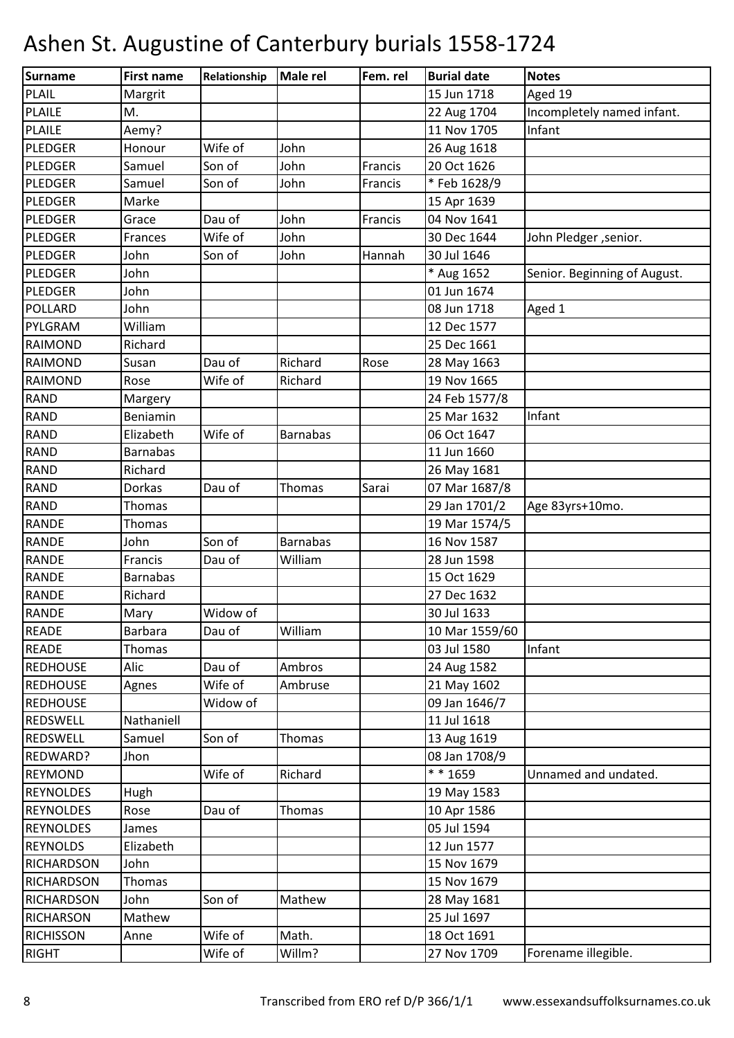# Ashen St. Augustine of Canterbury burials 1558-1724

| Surname | First name | Relationship | Male rel | Fem. rel | Burial date | Notes |
|---|---|---|---|---|---|---|
| PLAIL | Margrit | | | | 15 Jun 1718 | Aged 19 |
| PLAILE | M. | | | | 22 Aug 1704 | Incompletely named infant. |
| PLAILE | Aemy? | | | | 11 Nov 1705 | Infant |
| PLEDGER | Honour | Wife of | John | | 26 Aug 1618 | |
| PLEDGER | Samuel | Son of | John | Francis | 20 Oct 1626 | |
| PLEDGER | Samuel | Son of | John | Francis | * Feb 1628/9 | |
| PLEDGER | Marke | | | | 15 Apr 1639 | |
| PLEDGER | Grace | Dau of | John | Francis | 04 Nov 1641 | |
| PLEDGER | Frances | Wife of | John | | 30 Dec 1644 | John Pledger ,senior. |
| PLEDGER | John | Son of | John | Hannah | 30 Jul 1646 | |
| PLEDGER | John | | | | * Aug 1652 | Senior. Beginning of August. |
| PLEDGER | John | | | | 01 Jun 1674 | |
| POLLARD | John | | | | 08 Jun 1718 | Aged 1 |
| PYLGRAM | William | | | | 12 Dec 1577 | |
| RAIMOND | Richard | | | | 25 Dec 1661 | |
| RAIMOND | Susan | Dau of | Richard | Rose | 28 May 1663 | |
| RAIMOND | Rose | Wife of | Richard | | 19 Nov 1665 | |
| RAND | Margery | | | | 24 Feb 1577/8 | |
| RAND | Beniamin | | | | 25 Mar 1632 | Infant |
| RAND | Elizabeth | Wife of | Barnabas | | 06 Oct 1647 | |
| RAND | Barnabas | | | | 11 Jun 1660 | |
| RAND | Richard | | | | 26 May 1681 | |
| RAND | Dorkas | Dau of | Thomas | Sarai | 07 Mar 1687/8 | |
| RAND | Thomas | | | | 29 Jan 1701/2 | Age 83yrs+10mo. |
| RANDE | Thomas | | | | 19 Mar 1574/5 | |
| RANDE | John | Son of | Barnabas | | 16 Nov 1587 | |
| RANDE | Francis | Dau of | William | | 28 Jun 1598 | |
| RANDE | Barnabas | | | | 15 Oct 1629 | |
| RANDE | Richard | | | | 27 Dec 1632 | |
| RANDE | Mary | Widow of | | | 30 Jul 1633 | |
| READE | Barbara | Dau of | William | | 10 Mar 1559/60 | |
| READE | Thomas | | | | 03 Jul 1580 | Infant |
| REDHOUSE | Alic | Dau of | Ambros | | 24 Aug 1582 | |
| REDHOUSE | Agnes | Wife of | Ambruse | | 21 May 1602 | |
| REDHOUSE | | Widow of | | | 09 Jan 1646/7 | |
| REDSWELL | Nathaniell | | | | 11 Jul 1618 | |
| REDSWELL | Samuel | Son of | Thomas | | 13 Aug 1619 | |
| REDWARD? | Jhon | | | | 08 Jan 1708/9 | |
| REYMOND | | Wife of | Richard | | * * 1659 | Unnamed and undated. |
| REYNOLDES | Hugh | | | | 19 May 1583 | |
| REYNOLDES | Rose | Dau of | Thomas | | 10 Apr 1586 | |
| REYNOLDES | James | | | | 05 Jul 1594 | |
| REYNOLDS | Elizabeth | | | | 12 Jun 1577 | |
| RICHARDSON | John | | | | 15 Nov 1679 | |
| RICHARDSON | Thomas | | | | 15 Nov 1679 | |
| RICHARDSON | John | Son of | Mathew | | 28 May 1681 | |
| RICHARSON | Mathew | | | | 25 Jul 1697 | |
| RICHISSON | Anne | Wife of | Math. | | 18 Oct 1691 | |
| RIGHT | | Wife of | Willm? | | 27 Nov 1709 | Forename illegible. |

Transcribed from ERO ref D/P 366/1/1 www.essexandsuffolksurnames.co.uk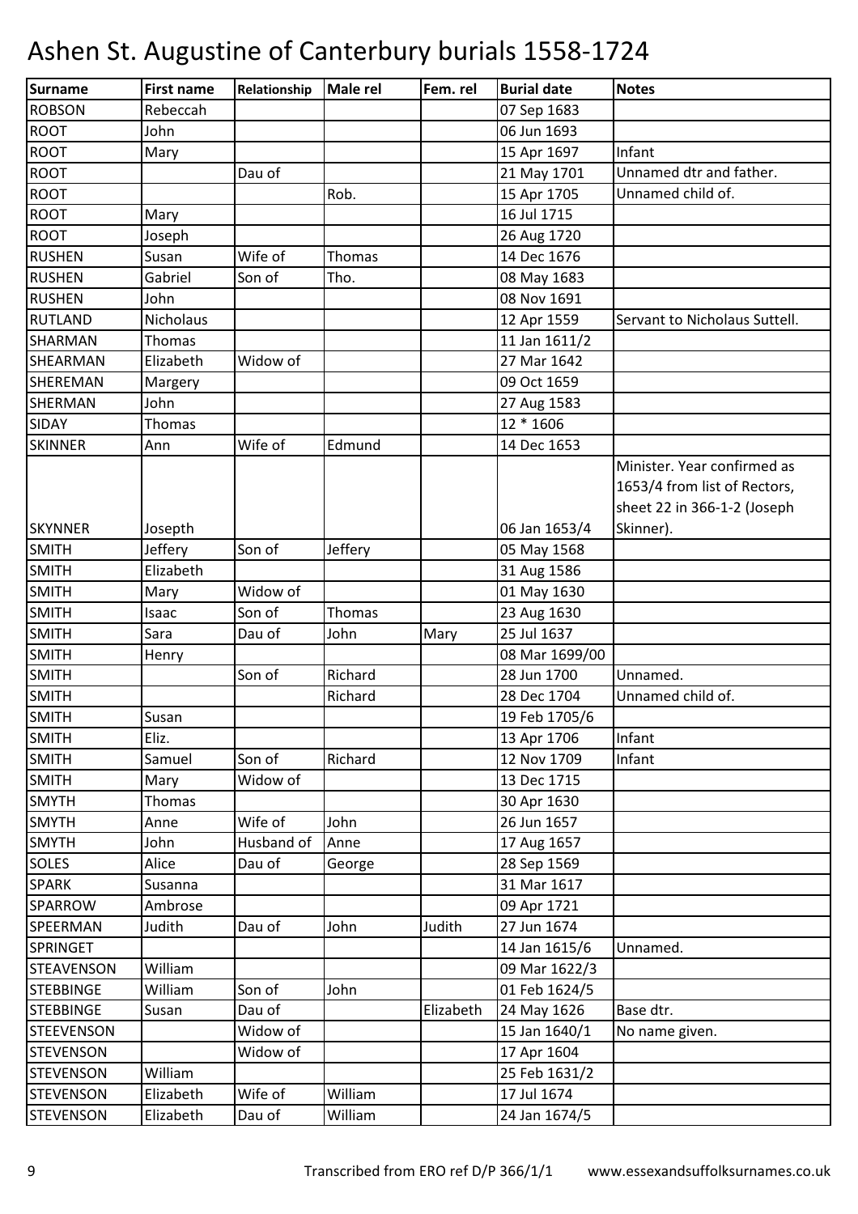# Ashen St. Augustine of Canterbury burials 1558-1724

| Surname | First name | Relationship | Male rel | Fem. rel | Burial date | Notes |
|---|---|---|---|---|---|---|
| ROBSON | Rebeccah | | | | 07 Sep 1683 | |
| ROOT | John | | | | 06 Jun 1693 | |
| ROOT | Mary | | | | 15 Apr 1697 | Infant |
| ROOT | | Dau of | | | 21 May 1701 | Unnamed dtr and father. |
| ROOT | | | Rob. | | 15 Apr 1705 | Unnamed child of. |
| ROOT | Mary | | | | 16 Jul 1715 | |
| ROOT | Joseph | | | | 26 Aug 1720 | |
| RUSHEN | Susan | Wife of | Thomas | | 14 Dec 1676 | |
| RUSHEN | Gabriel | Son of | Tho. | | 08 May 1683 | |
| RUSHEN | John | | | | 08 Nov 1691 | |
| RUTLAND | Nicholaus | | | | 12 Apr 1559 | Servant to Nicholaus Suttell. |
| SHARMAN | Thomas | | | | 11 Jan 1611/2 | |
| SHEARMAN | Elizabeth | Widow of | | | 27 Mar 1642 | |
| SHEREMAN | Margery | | | | 09 Oct 1659 | |
| SHERMAN | John | | | | 27 Aug 1583 | |
| SIDAY | Thomas | | | | 12 * 1606 | |
| SKINNER | Ann | Wife of | Edmund | | 14 Dec 1653 | |
| SKYNNER | Josepth | | | | 06 Jan 1653/4 | Minister. Year confirmed as 1653/4 from list of Rectors, sheet 22 in 366-1-2 (Joseph Skinner). |
| SMITH | Jeffery | Son of | Jeffery | | 05 May 1568 | |
| SMITH | Elizabeth | | | | 31 Aug 1586 | |
| SMITH | Mary | Widow of | | | 01 May 1630 | |
| SMITH | Isaac | Son of | Thomas | | 23 Aug 1630 | |
| SMITH | Sara | Dau of | John | Mary | 25 Jul 1637 | |
| SMITH | Henry | | | | 08 Mar 1699/00 | |
| SMITH | | Son of | Richard | | 28 Jun 1700 | Unnamed. |
| SMITH | | | Richard | | 28 Dec 1704 | Unnamed child of. |
| SMITH | Susan | | | | 19 Feb 1705/6 | |
| SMITH | Eliz. | | | | 13 Apr 1706 | Infant |
| SMITH | Samuel | Son of | Richard | | 12 Nov 1709 | Infant |
| SMITH | Mary | Widow of | | | 13 Dec 1715 | |
| SMYTH | Thomas | | | | 30 Apr 1630 | |
| SMYTH | Anne | Wife of | John | | 26 Jun 1657 | |
| SMYTH | John | Husband of | Anne | | 17 Aug 1657 | |
| SOLES | Alice | Dau of | George | | 28 Sep 1569 | |
| SPARK | Susanna | | | | 31 Mar 1617 | |
| SPARROW | Ambrose | | | | 09 Apr 1721 | |
| SPEERMAN | Judith | Dau of | John | Judith | 27 Jun 1674 | |
| SPRINGET | | | | | 14 Jan 1615/6 | Unnamed. |
| STEAVENSON | William | | | | 09 Mar 1622/3 | |
| STEBBINGE | William | Son of | John | | 01 Feb 1624/5 | |
| STEBBINGE | Susan | Dau of | | Elizabeth | 24 May 1626 | Base dtr. |
| STEEVENSON | | Widow of | | | 15 Jan 1640/1 | No name given. |
| STEVENSON | | Widow of | | | 17 Apr 1604 | |
| STEVENSON | William | | | | 25 Feb 1631/2 | |
| STEVENSON | Elizabeth | Wife of | William | | 17 Jul 1674 | |
| STEVENSON | Elizabeth | Dau of | William | | 24 Jan 1674/5 | |

Transcribed from ERO ref D/P 366/1/1 www.essexandsuffolksurnames.co.uk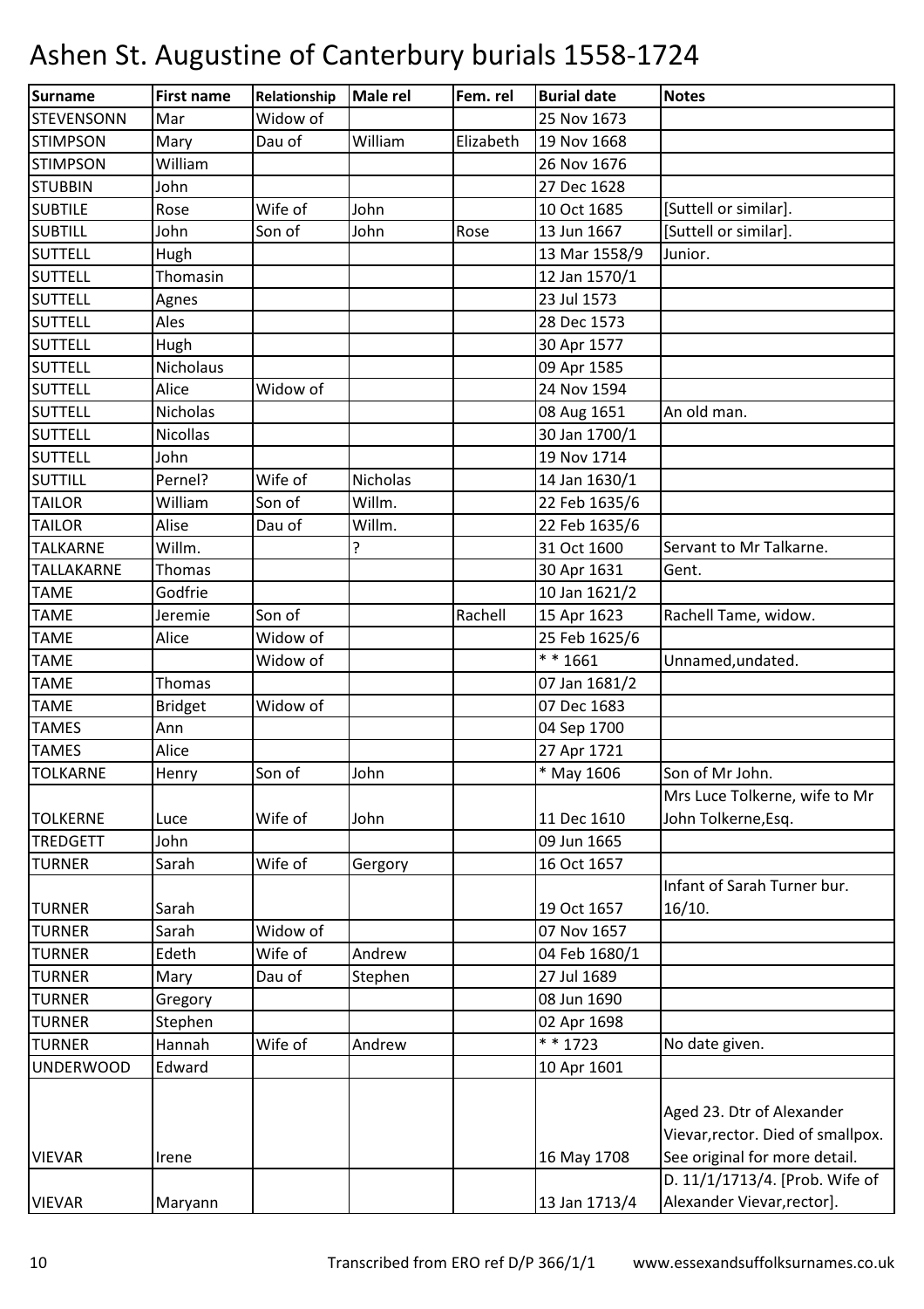# Ashen St. Augustine of Canterbury burials 1558-1724

| Surname | First name | Relationship | Male rel | Fem. rel | Burial date | Notes |
|---|---|---|---|---|---|---|
| STEVENSONN | Mar | Widow of | | | 25 Nov 1673 | |
| STIMPSON | Mary | Dau of | William | Elizabeth | 19 Nov 1668 | |
| STIMPSON | William | | | | 26 Nov 1676 | |
| STUBBIN | John | | | | 27 Dec 1628 | |
| SUBTILE | Rose | Wife of | John | | 10 Oct 1685 | [Suttell or similar]. |
| SUBTILL | John | Son of | John | Rose | 13 Jun 1667 | [Suttell or similar]. |
| SUTTELL | Hugh | | | | 13 Mar 1558/9 | Junior. |
| SUTTELL | Thomasin | | | | 12 Jan 1570/1 | |
| SUTTELL | Agnes | | | | 23 Jul 1573 | |
| SUTTELL | Ales | | | | 28 Dec 1573 | |
| SUTTELL | Hugh | | | | 30 Apr 1577 | |
| SUTTELL | Nicholaus | | | | 09 Apr 1585 | |
| SUTTELL | Alice | Widow of | | | 24 Nov 1594 | |
| SUTTELL | Nicholas | | | | 08 Aug 1651 | An old man. |
| SUTTELL | Nicollas | | | | 30 Jan 1700/1 | |
| SUTTELL | John | | | | 19 Nov 1714 | |
| SUTTILL | Pernel? | Wife of | Nicholas | | 14 Jan 1630/1 | |
| TAILOR | William | Son of | Willm. | | 22 Feb 1635/6 | |
| TAILOR | Alise | Dau of | Willm. | | 22 Feb 1635/6 | |
| TALKARNE | Willm. | | ? | | 31 Oct 1600 | Servant to Mr Talkarne. |
| TALLAKARNE | Thomas | | | | 30 Apr 1631 | Gent. |
| TAME | Godfrie | | | | 10 Jan 1621/2 | |
| TAME | Jeremie | Son of | | Rachell | 15 Apr 1623 | Rachell Tame, widow. |
| TAME | Alice | Widow of | | | 25 Feb 1625/6 | |
| TAME | | Widow of | | | * * 1661 | Unnamed,undated. |
| TAME | Thomas | | | | 07 Jan 1681/2 | |
| TAME | Bridget | Widow of | | | 07 Dec 1683 | |
| TAMES | Ann | | | | 04 Sep 1700 | |
| TAMES | Alice | | | | 27 Apr 1721 | |
| TOLKARNE | Henry | Son of | John | | * May 1606 | Son of Mr John. |
| TOLKERNE | Luce | Wife of | John | | 11 Dec 1610 | Mrs Luce Tolkerne, wife to Mr John Tolkerne,Esq. |
| TREDGETT | John | | | | 09 Jun 1665 | |
| TURNER | Sarah | Wife of | Gergory | | 16 Oct 1657 | |
| TURNER | Sarah | | | | 19 Oct 1657 | Infant of Sarah Turner bur. 16/10. |
| TURNER | Sarah | Widow of | | | 07 Nov 1657 | |
| TURNER | Edeth | Wife of | Andrew | | 04 Feb 1680/1 | |
| TURNER | Mary | Dau of | Stephen | | 27 Jul 1689 | |
| TURNER | Gregory | | | | 08 Jun 1690 | |
| TURNER | Stephen | | | | 02 Apr 1698 | |
| TURNER | Hannah | Wife of | Andrew | | * * 1723 | No date given. |
| UNDERWOOD | Edward | | | | 10 Apr 1601 | |
| VIEVAR | Irene | | | | 16 May 1708 | Aged 23. Dtr of Alexander Vievar,rector. Died of smallpox. See original for more detail. |
| VIEVAR | Maryann | | | | 13 Jan 1713/4 | D. 11/1/1713/4. [Prob. Wife of Alexander Vievar,rector]. |

Transcribed from ERO ref D/P 366/1/1 www.essexandsuffolksurnames.co.uk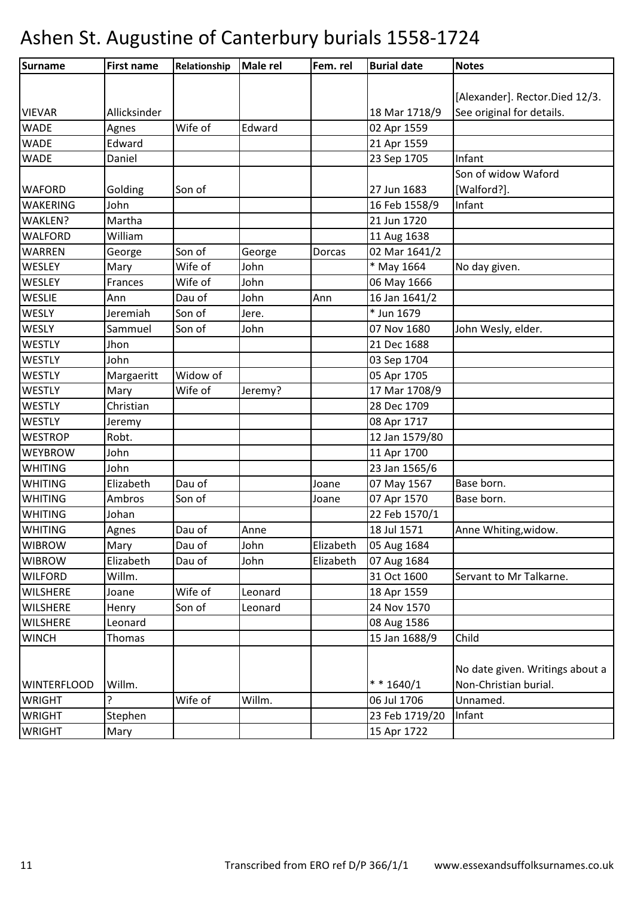# Ashen St. Augustine of Canterbury burials 1558-1724

| Surname | First name | Relationship | Male rel | Fem. rel | Burial date | Notes |
|---|---|---|---|---|---|---|
| VIEVAR | Allicksinder | | | | 18 Mar 1718/9 | [Alexander]. Rector.Died 12/3. See original for details. |
| WADE | Agnes | Wife of | Edward | | 02 Apr 1559 | |
| WADE | Edward | | | | 21 Apr 1559 | |
| WADE | Daniel | | | | 23 Sep 1705 | Infant |
| WAFORD | Golding | Son of | | | 27 Jun 1683 | Son of widow Waford [Walford?]. |
| WAKERING | John | | | | 16 Feb 1558/9 | Infant |
| WAKLEN? | Martha | | | | 21 Jun 1720 | |
| WALFORD | William | | | | 11 Aug 1638 | |
| WARREN | George | Son of | George | Dorcas | 02 Mar 1641/2 | |
| WESLEY | Mary | Wife of | John | | * May 1664 | No day given. |
| WESLEY | Frances | Wife of | John | | 06 May 1666 | |
| WESLIE | Ann | Dau of | John | Ann | 16 Jan 1641/2 | |
| WESLY | Jeremiah | Son of | Jere. | | * Jun 1679 | |
| WESLY | Sammuel | Son of | John | | 07 Nov 1680 | John Wesly, elder. |
| WESTLY | Jhon | | | | 21 Dec 1688 | |
| WESTLY | John | | | | 03 Sep 1704 | |
| WESTLY | Margaeritt | Widow of | | | 05 Apr 1705 | |
| WESTLY | Mary | Wife of | Jeremy? | | 17 Mar 1708/9 | |
| WESTLY | Christian | | | | 28 Dec 1709 | |
| WESTLY | Jeremy | | | | 08 Apr 1717 | |
| WESTROP | Robt. | | | | 12 Jan 1579/80 | |
| WEYBROW | John | | | | 11 Apr 1700 | |
| WHITING | John | | | | 23 Jan 1565/6 | |
| WHITING | Elizabeth | Dau of | | Joane | 07 May 1567 | Base born. |
| WHITING | Ambros | Son of | | Joane | 07 Apr 1570 | Base born. |
| WHITING | Johan | | | | 22 Feb 1570/1 | |
| WHITING | Agnes | Dau of | Anne | | 18 Jul 1571 | Anne Whiting,widow. |
| WIBROW | Mary | Dau of | John | Elizabeth | 05 Aug 1684 | |
| WIBROW | Elizabeth | Dau of | John | Elizabeth | 07 Aug 1684 | |
| WILFORD | Willm. | | | | 31 Oct 1600 | Servant to Mr Talkarne. |
| WILSHERE | Joane | Wife of | Leonard | | 18 Apr 1559 | |
| WILSHERE | Henry | Son of | Leonard | | 24 Nov 1570 | |
| WILSHERE | Leonard | | | | 08 Aug 1586 | |
| WINCH | Thomas | | | | 15 Jan 1688/9 | Child |
| WINTERFLOOD | Willm. | | | | * * 1640/1 | No date given. Writings about a Non-Christian burial. |
| WRIGHT | ? | Wife of | Willm. | | 06 Jul 1706 | Unnamed. |
| WRIGHT | Stephen | | | | 23 Feb 1719/20 | Infant |
| WRIGHT | Mary | | | | 15 Apr 1722 | |

Transcribed from ERO ref D/P 366/1/1 www.essexandsuffolksurnames.co.uk